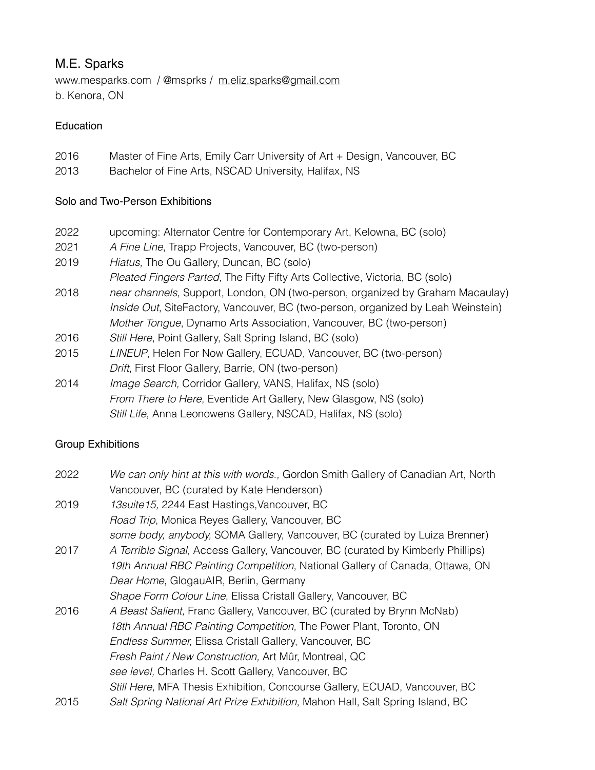# M.E. Sparks

www.mesparks.com / @msprks / m.eliz.sparks@gmail.com
b. Kenora, ON

## Education

| | |
|---|---|
| 2016 | Master of Fine Arts, Emily Carr University of Art + Design, Vancouver, BC |
| 2013 | Bachelor of Fine Arts, NSCAD University, Halifax, NS |

## Solo and Two-Person Exhibitions

| | |
|---|---|
| 2022 | upcoming: Alternator Centre for Contemporary Art, Kelowna, BC (solo) |
| 2021 | *A Fine Line*, Trapp Projects, Vancouver, BC (two-person) |
| 2019 | *Hiatus,* The Ou Gallery, Duncan, BC (solo) |
| | *Pleated Fingers Parted,* The Fifty Fifty Arts Collective, Victoria, BC (solo) |
| 2018 | *near channels,* Support, London, ON (two-person, organized by Graham Macaulay) |
| | *Inside Out*, SiteFactory, Vancouver, BC (two-person, organized by Leah Weinstein) |
| | *Mother Tongue*, Dynamo Arts Association, Vancouver, BC (two-person) |
| 2016 | *Still Here*, Point Gallery, Salt Spring Island, BC (solo) |
| 2015 | *LINEUP*, Helen For Now Gallery, ECUAD, Vancouver, BC (two-person) |
| | *Drift*, First Floor Gallery, Barrie, ON (two-person) |
| 2014 | *Image Search,* Corridor Gallery, VANS, Halifax, NS (solo) |
| | *From There to Here*, Eventide Art Gallery, New Glasgow, NS (solo) |
| | *Still Life*, Anna Leonowens Gallery, NSCAD, Halifax, NS (solo) |

## Group Exhibitions

| | |
|---|---|
| 2022 | *We can only hint at this with words.,* Gordon Smith Gallery of Canadian Art, North Vancouver, BC (curated by Kate Henderson) |
| 2019 | *13suite15,* 2244 East Hastings,Vancouver, BC |
| | *Road Trip*, Monica Reyes Gallery, Vancouver, BC |
| | *some body, anybody,* SOMA Gallery, Vancouver, BC (curated by Luiza Brenner) |
| 2017 | *A Terrible Signal,* Access Gallery, Vancouver, BC (curated by Kimberly Phillips) |
| | *19th Annual RBC Painting Competition*, National Gallery of Canada, Ottawa, ON |
| | *Dear Home*, GlogauAIR, Berlin, Germany |
| | *Shape Form Colour Line*, Elissa Cristall Gallery, Vancouver, BC |
| 2016 | *A Beast Salient,* Franc Gallery, Vancouver, BC (curated by Brynn McNab) |
| | *18th Annual RBC Painting Competition,* The Power Plant, Toronto, ON |
| | *Endless Summer,* Elissa Cristall Gallery, Vancouver, BC |
| | *Fresh Paint / New Construction,* Art Mûr, Montreal, QC |
| | *see level,* Charles H. Scott Gallery, Vancouver, BC |
| | *Still Here,* MFA Thesis Exhibition, Concourse Gallery, ECUAD, Vancouver, BC |
| 2015 | *Salt Spring National Art Prize Exhibition*, Mahon Hall, Salt Spring Island, BC |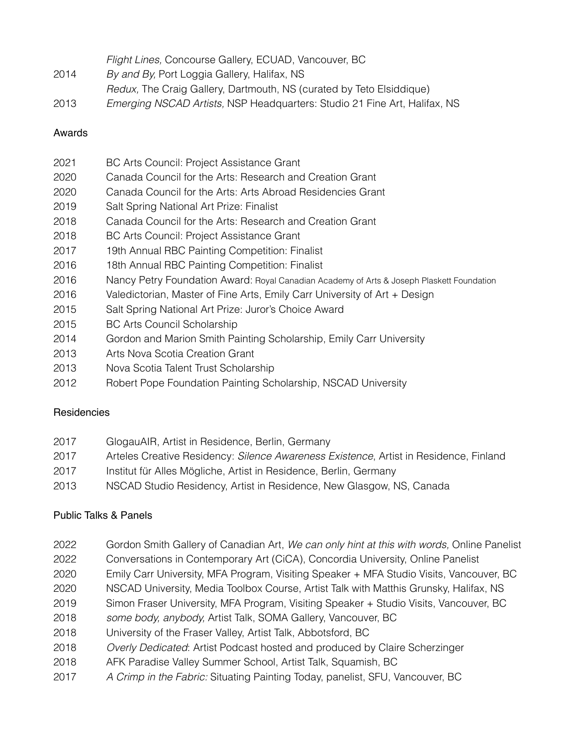| | |
|---|---|
| | *Flight Lines,* Concourse Gallery, ECUAD, Vancouver, BC |
| 2014 | *By and By,* Port Loggia Gallery, Halifax, NS |
| | *Redux,* The Craig Gallery, Dartmouth, NS (curated by Teto Elsiddique) |
| 2013 | *Emerging NSCAD Artists,* NSP Headquarters: Studio 21 Fine Art, Halifax, NS |

## Awards

| | |
|---|---|
| 2021 | BC Arts Council: Project Assistance Grant |
| 2020 | Canada Council for the Arts: Research and Creation Grant |
| 2020 | Canada Council for the Arts: Arts Abroad Residencies Grant |
| 2019 | Salt Spring National Art Prize: Finalist |
| 2018 | Canada Council for the Arts: Research and Creation Grant |
| 2018 | BC Arts Council: Project Assistance Grant |
| 2017 | 19th Annual RBC Painting Competition: Finalist |
| 2016 | 18th Annual RBC Painting Competition: Finalist |
| 2016 | Nancy Petry Foundation Award: Royal Canadian Academy of Arts & Joseph Plaskett Foundation |
| 2016 | Valedictorian, Master of Fine Arts, Emily Carr University of Art + Design |
| 2015 | Salt Spring National Art Prize: Juror's Choice Award |
| 2015 | BC Arts Council Scholarship |
| 2014 | Gordon and Marion Smith Painting Scholarship, Emily Carr University |
| 2013 | Arts Nova Scotia Creation Grant |
| 2013 | Nova Scotia Talent Trust Scholarship |
| 2012 | Robert Pope Foundation Painting Scholarship, NSCAD University |

## Residencies

| | |
|---|---|
| 2017 | GlogauAIR, Artist in Residence, Berlin, Germany |
| 2017 | Arteles Creative Residency: *Silence Awareness Existence*, Artist in Residence, Finland |
| 2017 | Institut für Alles Mögliche, Artist in Residence, Berlin, Germany |
| 2013 | NSCAD Studio Residency, Artist in Residence, New Glasgow, NS, Canada |

## Public Talks & Panels

| | |
|---|---|
| 2022 | Gordon Smith Gallery of Canadian Art, *We can only hint at this with words,* Online Panelist |
| 2022 | Conversations in Contemporary Art (CiCA), Concordia University, Online Panelist |
| 2020 | Emily Carr University, MFA Program, Visiting Speaker + MFA Studio Visits, Vancouver, BC |
| 2020 | NSCAD University, Media Toolbox Course, Artist Talk with Matthis Grunsky, Halifax, NS |
| 2019 | Simon Fraser University, MFA Program, Visiting Speaker + Studio Visits, Vancouver, BC |
| 2018 | *some body, anybody,* Artist Talk, SOMA Gallery, Vancouver, BC |
| 2018 | University of the Fraser Valley, Artist Talk, Abbotsford, BC |
| 2018 | *Overly Dedicated*: Artist Podcast hosted and produced by Claire Scherzinger |
| 2018 | AFK Paradise Valley Summer School, Artist Talk, Squamish, BC |
| 2017 | *A Crimp in the Fabric:* Situating Painting Today, panelist, SFU, Vancouver, BC |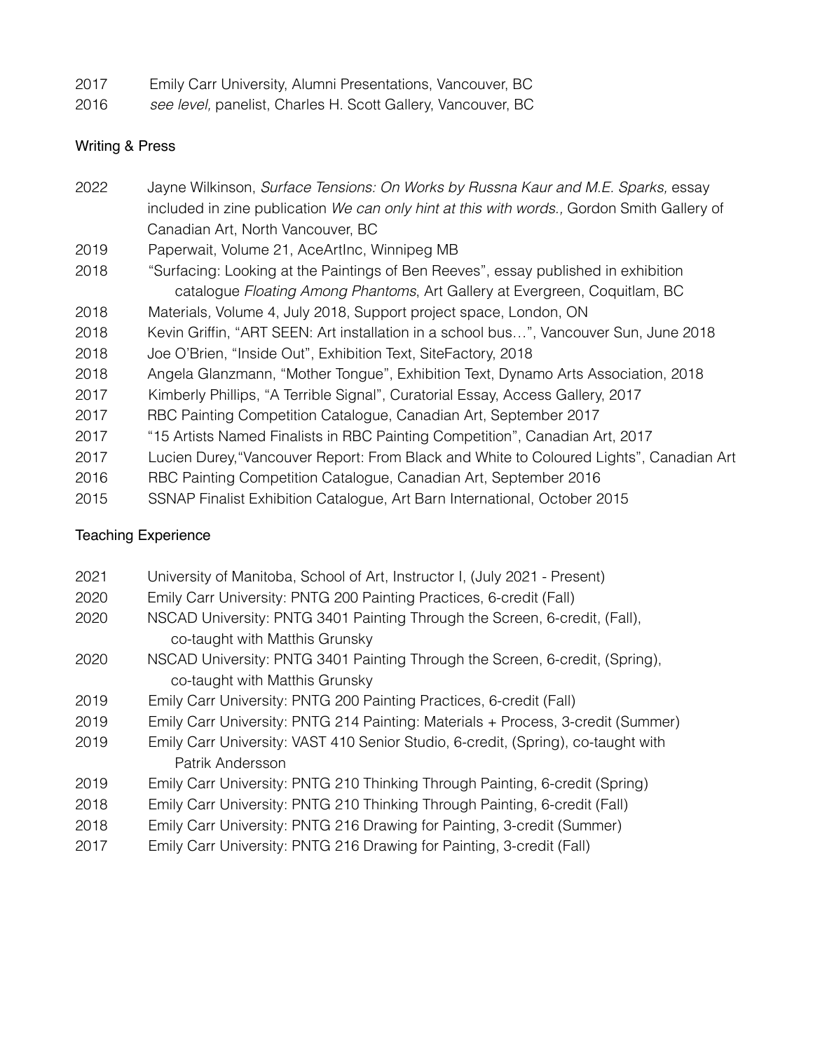2017 Emily Carr University, Alumni Presentations, Vancouver, BC

2016 *see level,* panelist, Charles H. Scott Gallery, Vancouver, BC

## Writing & Press

2022 Jayne Wilkinson, *Surface Tensions: On Works by Russna Kaur and M.E. Sparks,* essay included in zine publication *We can only hint at this with words.,* Gordon Smith Gallery of Canadian Art, North Vancouver, BC

2019 Paperwait, Volume 21, AceArtInc, Winnipeg MB

2018 "Surfacing: Looking at the Paintings of Ben Reeves", essay published in exhibition catalogue *Floating Among Phantoms*, Art Gallery at Evergreen, Coquitlam, BC

2018 Materials*,* Volume 4, July 2018, Support project space, London, ON

2018 Kevin Griffin, "ART SEEN: Art installation in a school bus…", Vancouver Sun, June 2018

2018 Joe O'Brien, "Inside Out", Exhibition Text, SiteFactory, 2018

2018 Angela Glanzmann, "Mother Tongue", Exhibition Text, Dynamo Arts Association, 2018

2017 Kimberly Phillips, "A Terrible Signal", Curatorial Essay, Access Gallery, 2017

2017 RBC Painting Competition Catalogue, Canadian Art, September 2017

2017 "15 Artists Named Finalists in RBC Painting Competition", Canadian Art, 2017

2017 Lucien Durey,"Vancouver Report: From Black and White to Coloured Lights", Canadian Art

2016 RBC Painting Competition Catalogue, Canadian Art, September 2016

2015 SSNAP Finalist Exhibition Catalogue, Art Barn International, October 2015

## Teaching Experience

2021 University of Manitoba, School of Art, Instructor I, (July 2021 - Present)

2020 Emily Carr University: PNTG 200 Painting Practices, 6-credit (Fall)

2020 NSCAD University: PNTG 3401 Painting Through the Screen, 6-credit, (Fall), co-taught with Matthis Grunsky

2020 NSCAD University: PNTG 3401 Painting Through the Screen, 6-credit, (Spring), co-taught with Matthis Grunsky

2019 Emily Carr University: PNTG 200 Painting Practices, 6-credit (Fall)

2019 Emily Carr University: PNTG 214 Painting: Materials + Process, 3-credit (Summer)

2019 Emily Carr University: VAST 410 Senior Studio, 6-credit, (Spring), co-taught with Patrik Andersson

2019 Emily Carr University: PNTG 210 Thinking Through Painting, 6-credit (Spring)

2018 Emily Carr University: PNTG 210 Thinking Through Painting, 6-credit (Fall)

2018 Emily Carr University: PNTG 216 Drawing for Painting, 3-credit (Summer)

2017 Emily Carr University: PNTG 216 Drawing for Painting, 3-credit (Fall)